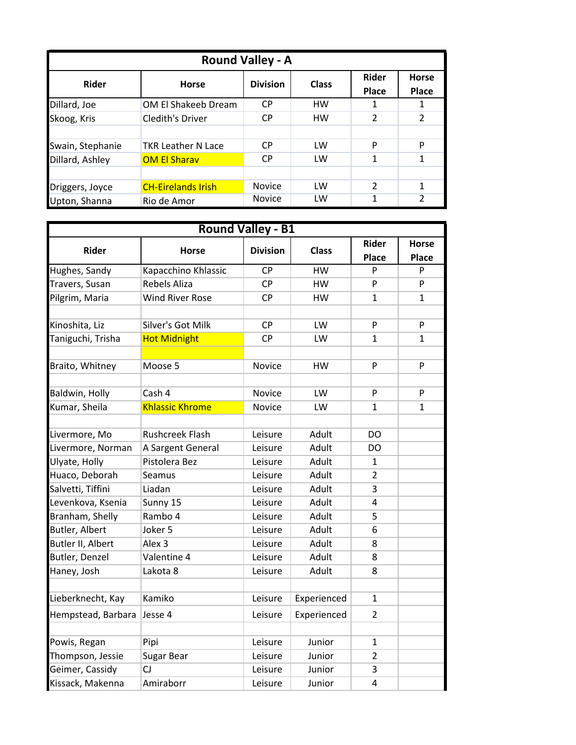## Round Valley - A

| Rider | Horse | Division | Class | Rider Place | Horse Place |
|---|---|---|---|---|---|
| Dillard, Joe | OM El Shakeeb Dream | CP | HW | 1 | 1 |
| Skoog, Kris | Cledith's Driver | CP | HW | 2 | 2 |
| | | | | | |
| Swain, Stephanie | TKR Leather N Lace | CP | LW | P | P |
| Dillard, Ashley | OM El Sharav | CP | LW | 1 | 1 |
| | | | | | |
| Driggers, Joyce | CH-Eirelands Irish | Novice | LW | 2 | 1 |
| Upton, Shanna | Rio de Amor | Novice | LW | 1 | 2 |

## Round Valley - B1

| Rider | Horse | Division | Class | Rider Place | Horse Place |
|---|---|---|---|---|---|
| Hughes, Sandy | Kapacchino Khlassic | CP | HW | P | P |
| Travers, Susan | Rebels Aliza | CP | HW | P | P |
| Pilgrim, Maria | Wind River Rose | CP | HW | 1 | 1 |
| | | | | | |
| Kinoshita, Liz | Silver's Got Milk | CP | LW | P | P |
| Taniguchi, Trisha | Hot Midnight | CP | LW | 1 | 1 |
| | | | | | |
| Braito, Whitney | Moose 5 | Novice | HW | P | P |
| | | | | | |
| Baldwin, Holly | Cash 4 | Novice | LW | P | P |
| Kumar, Sheila | Khlassic Khrome | Novice | LW | 1 | 1 |
| | | | | | |
| Livermore, Mo | Rushcreek Flash | Leisure | Adult | DO | |
| Livermore, Norman | A Sargent General | Leisure | Adult | DO | |
| Ulyate, Holly | Pistolera Bez | Leisure | Adult | 1 | |
| Huaco, Deborah | Seamus | Leisure | Adult | 2 | |
| Salvetti, Tiffini | Liadan | Leisure | Adult | 3 | |
| Levenkova, Ksenia | Sunny 15 | Leisure | Adult | 4 | |
| Branham, Shelly | Rambo 4 | Leisure | Adult | 5 | |
| Butler, Albert | Joker 5 | Leisure | Adult | 6 | |
| Butler II, Albert | Alex 3 | Leisure | Adult | 8 | |
| Butler, Denzel | Valentine 4 | Leisure | Adult | 8 | |
| Haney, Josh | Lakota 8 | Leisure | Adult | 8 | |
| | | | | | |
| Lieberknecht, Kay | Kamiko | Leisure | Experienced | 1 | |
| Hempstead, Barbara | Jesse 4 | Leisure | Experienced | 2 | |
| | | | | | |
| Powis, Regan | Pipi | Leisure | Junior | 1 | |
| Thompson, Jessie | Sugar Bear | Leisure | Junior | 2 | |
| Geimer, Cassidy | CJ | Leisure | Junior | 3 | |
| Kissack, Makenna | Amiraborr | Leisure | Junior | 4 | |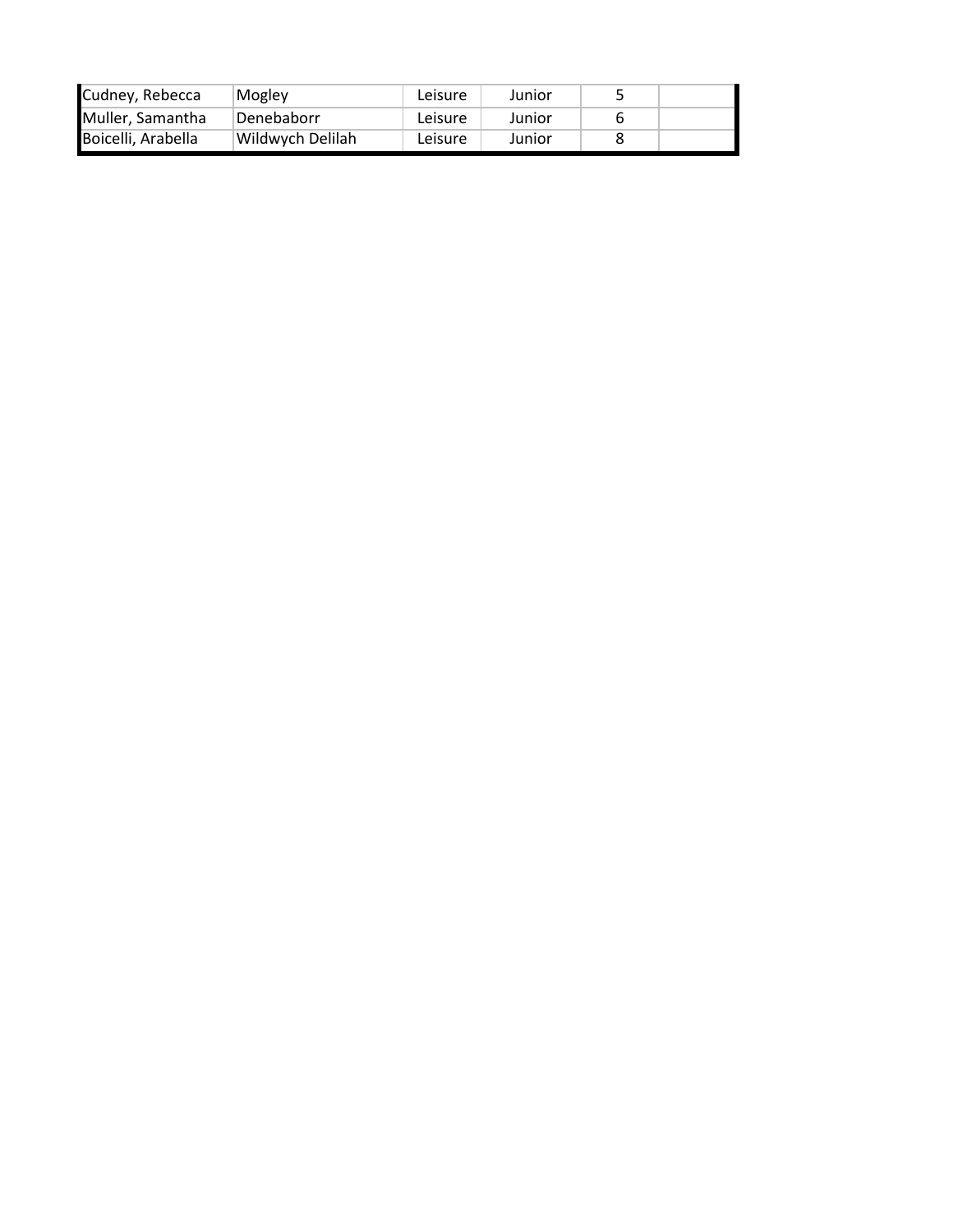| | | | | | |
|---|---|---|---|---|---|
| Cudney, Rebecca | Mogley | Leisure | Junior | 5 | |
| Muller, Samantha | Denebaborr | Leisure | Junior | 6 | |
| Boicelli, Arabella | Wildwych Delilah | Leisure | Junior | 8 | |